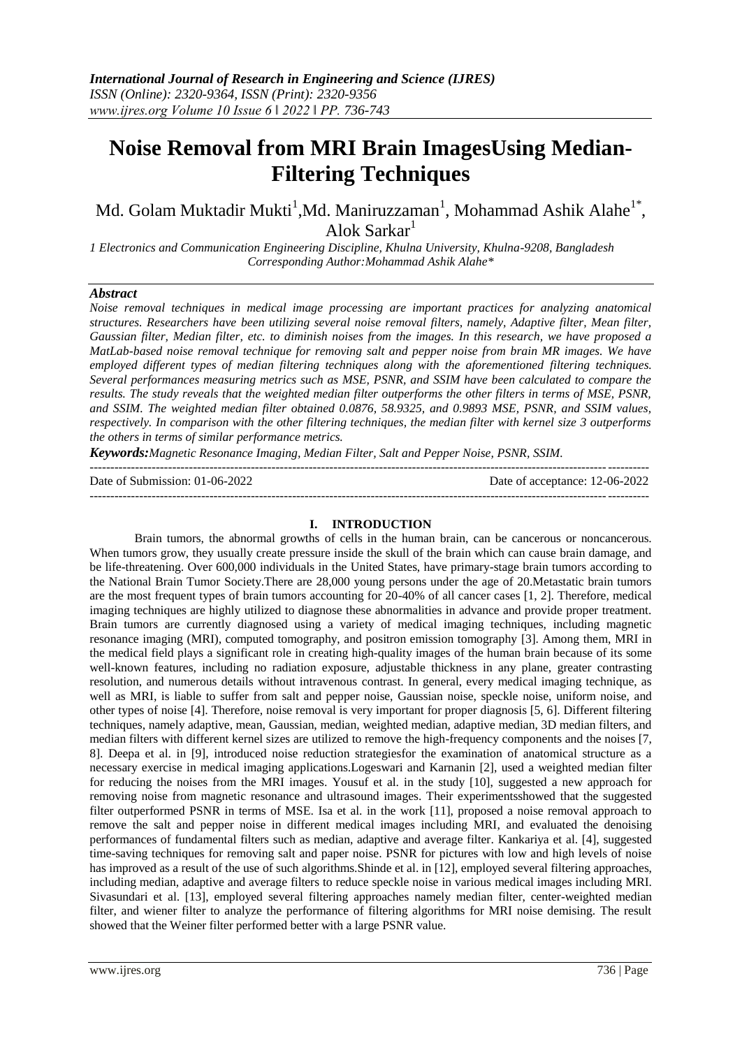*International Journal of Research in Engineering and Science (IJRES)*
*ISSN (Online): 2320-9364, ISSN (Print): 2320-9356*
*www.ijres.org Volume 10 Issue 6 ǁ 2022 ǁ PP. 736-743*

# Noise Removal from MRI Brain ImagesUsing Median-Filtering Techniques

Md. Golam Muktadir Mukti[1],Md. Maniruzzaman[1], Mohammad Ashik Alahe[1*], Alok Sarkar[1]

*1 Electronics and Communication Engineering Discipline, Khulna University, Khulna-9208, Bangladesh*
*Corresponding Author:Mohammad Ashik Alahe**

### *Abstract*

*Noise removal techniques in medical image processing are important practices for analyzing anatomical structures. Researchers have been utilizing several noise removal filters, namely, Adaptive filter, Mean filter, Gaussian filter, Median filter, etc. to diminish noises from the images. In this research, we have proposed a MatLab-based noise removal technique for removing salt and pepper noise from brain MR images. We have employed different types of median filtering techniques along with the aforementioned filtering techniques. Several performances measuring metrics such as MSE, PSNR, and SSIM have been calculated to compare the results. The study reveals that the weighted median filter outperforms the other filters in terms of MSE, PSNR, and SSIM. The weighted median filter obtained 0.0876, 58.9325, and 0.9893 MSE, PSNR, and SSIM values, respectively. In comparison with the other filtering techniques, the median filter with kernel size 3 outperforms the others in terms of similar performance metrics.*

***Keywords:****Magnetic Resonance Imaging, Median Filter, Salt and Pepper Noise, PSNR, SSIM.*

---

Date of Submission: 01-06-2022 | Date of acceptance: 12-06-2022

---

## I. INTRODUCTION

Brain tumors, the abnormal growths of cells in the human brain, can be cancerous or noncancerous. When tumors grow, they usually create pressure inside the skull of the brain which can cause brain damage, and be life-threatening. Over 600,000 individuals in the United States, have primary-stage brain tumors according to the National Brain Tumor Society.There are 28,000 young persons under the age of 20.Metastatic brain tumors are the most frequent types of brain tumors accounting for 20-40% of all cancer cases [1, 2]. Therefore, medical imaging techniques are highly utilized to diagnose these abnormalities in advance and provide proper treatment. Brain tumors are currently diagnosed using a variety of medical imaging techniques, including magnetic resonance imaging (MRI), computed tomography, and positron emission tomography [3]. Among them, MRI in the medical field plays a significant role in creating high-quality images of the human brain because of its some well-known features, including no radiation exposure, adjustable thickness in any plane, greater contrasting resolution, and numerous details without intravenous contrast. In general, every medical imaging technique, as well as MRI, is liable to suffer from salt and pepper noise, Gaussian noise, speckle noise, uniform noise, and other types of noise [4]. Therefore, noise removal is very important for proper diagnosis [5, 6]. Different filtering techniques, namely adaptive, mean, Gaussian, median, weighted median, adaptive median, 3D median filters, and median filters with different kernel sizes are utilized to remove the high-frequency components and the noises [7, 8]. Deepa et al. in [9], introduced noise reduction strategiesfor the examination of anatomical structure as a necessary exercise in medical imaging applications.Logeswari and Karnanin [2], used a weighted median filter for reducing the noises from the MRI images. Yousuf et al. in the study [10], suggested a new approach for removing noise from magnetic resonance and ultrasound images. Their experimentsshowed that the suggested filter outperformed PSNR in terms of MSE. Isa et al. in the work [11], proposed a noise removal approach to remove the salt and pepper noise in different medical images including MRI, and evaluated the denoising performances of fundamental filters such as median, adaptive and average filter. Kankariya et al. [4], suggested time-saving techniques for removing salt and paper noise. PSNR for pictures with low and high levels of noise has improved as a result of the use of such algorithms.Shinde et al. in [12], employed several filtering approaches, including median, adaptive and average filters to reduce speckle noise in various medical images including MRI. Sivasundari et al. [13], employed several filtering approaches namely median filter, center-weighted median filter, and wiener filter to analyze the performance of filtering algorithms for MRI noise demising. The result showed that the Weiner filter performed better with a large PSNR value.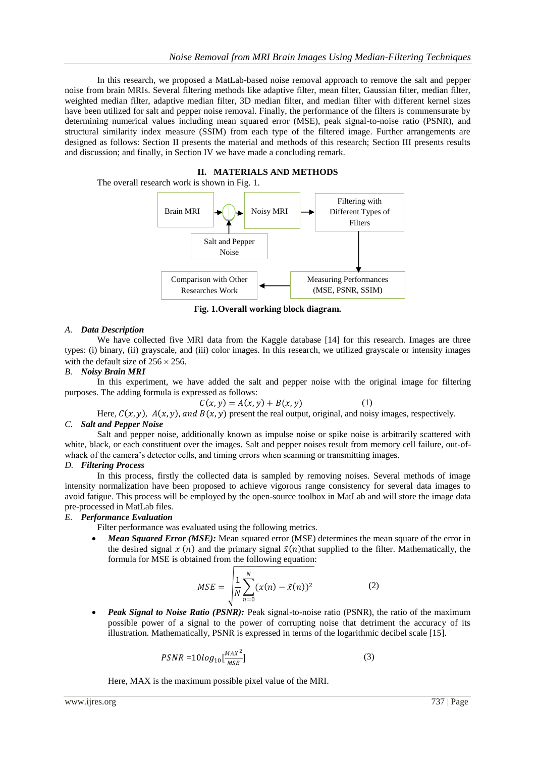In this research, we proposed a MatLab-based noise removal approach to remove the salt and pepper noise from brain MRIs. Several filtering methods like adaptive filter, mean filter, Gaussian filter, median filter, weighted median filter, adaptive median filter, 3D median filter, and median filter with different kernel sizes have been utilized for salt and pepper noise removal. Finally, the performance of the filters is commensurate by determining numerical values including mean squared error (MSE), peak signal-to-noise ratio (PSNR), and structural similarity index measure (SSIM) from each type of the filtered image. Further arrangements are designed as follows: Section II presents the material and methods of this research; Section III presents results and discussion; and finally, in Section IV we have made a concluding remark.

## II. MATERIALS AND METHODS

The overall research work is shown in Fig. 1.

Brain MRI

Salt and Pepper Noise

Noisy MRI

Filtering with Different Types of Filters

Measuring Performances (MSE, PSNR, SSIM)

Comparison with Other Researches Work

**Fig. 1.Overall working block diagram.**

### A. *Data Description*

We have collected five MRI data from the Kaggle database [14] for this research. Images are three types: (i) binary, (ii) grayscale, and (iii) color images. In this research, we utilized grayscale or intensity images with the default size of $256 \times 256$.

### B. *Noisy Brain MRI*

In this experiment, we have added the salt and pepper noise with the original image for filtering purposes. The adding formula is expressed as follows:

$$C(x, y) = A(x, y) + B(x, y) \tag{1}$$

Here, $C(x, y)$, $A(x, y)$, and $B(x, y)$ present the real output, original, and noisy images, respectively.

### C. *Salt and Pepper Noise*

Salt and pepper noise, additionally known as impulse noise or spike noise is arbitrarily scattered with white, black, or each constituent over the images. Salt and pepper noises result from memory cell failure, out-of-whack of the camera's detector cells, and timing errors when scanning or transmitting images.

### D. *Filtering Process*

In this process, firstly the collected data is sampled by removing noises. Several methods of image intensity normalization have been proposed to achieve vigorous range consistency for several data images to avoid fatigue. This process will be employed by the open-source toolbox in MatLab and will store the image data pre-processed in MatLab files.

### E. *Performance Evaluation*

Filter performance was evaluated using the following metrics.

- ***Mean Squared Error (MSE):*** Mean squared error (MSE) determines the mean square of the error in the desired signal $x\,(n)$ and the primary signal $\tilde{x}(n)$that supplied to the filter. Mathematically, the formula for MSE is obtained from the following equation:

$$MSE = \sqrt{\frac{1}{N}\sum_{n=0}^{N}(x(n) - \tilde{x}(n))^2} \tag{2}$$

- ***Peak Signal to Noise Ratio (PSNR):*** Peak signal-to-noise ratio (PSNR), the ratio of the maximum possible power of a signal to the power of corrupting noise that detriment the accuracy of its illustration. Mathematically, PSNR is expressed in terms of the logarithmic decibel scale [15].

$$PSNR = 10log_{10}[\frac{MAX^2}{MSE}] \tag{3}$$

Here, MAX is the maximum possible pixel value of the MRI.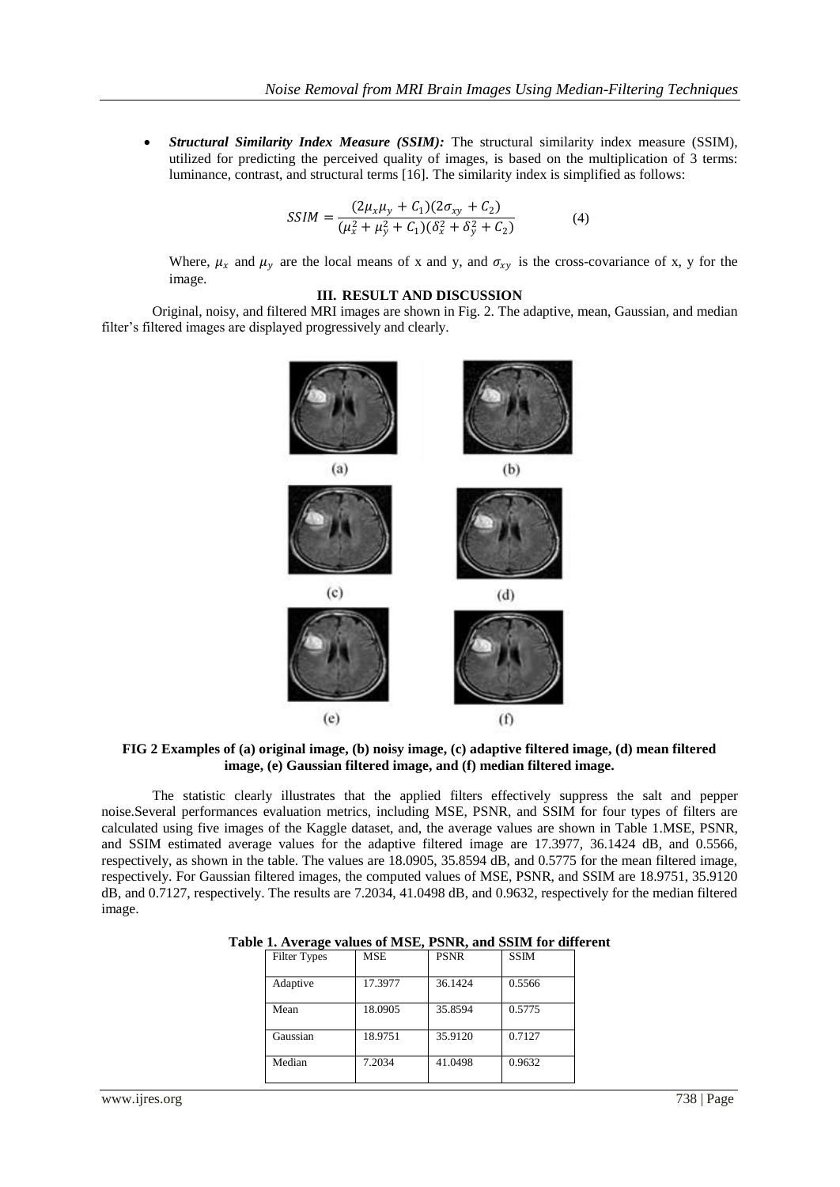- ***Structural Similarity Index Measure (SSIM):*** The structural similarity index measure (SSIM), utilized for predicting the perceived quality of images, is based on the multiplication of 3 terms: luminance, contrast, and structural terms [16]. The similarity index is simplified as follows:

$$SSIM = \frac{(2\mu_x\mu_y + C_1)(2\sigma_{xy} + C_2)}{(\mu_x^2 + \mu_y^2 + C_1)(\delta_x^2 + \delta_y^2 + C_2)} \quad (4)$$

Where, $\mu_x$ and $\mu_y$ are the local means of x and y, and $\sigma_{xy}$ is the cross-covariance of x, y for the image.

## III. RESULT AND DISCUSSION

Original, noisy, and filtered MRI images are shown in Fig. 2. The adaptive, mean, Gaussian, and median filter's filtered images are displayed progressively and clearly.

(a)

(b)

(c)

(d)

(e)

(f)

**FIG 2 Examples of (a) original image, (b) noisy image, (c) adaptive filtered image, (d) mean filtered image, (e) Gaussian filtered image, and (f) median filtered image.**

The statistic clearly illustrates that the applied filters effectively suppress the salt and pepper noise.Several performances evaluation metrics, including MSE, PSNR, and SSIM for four types of filters are calculated using five images of the Kaggle dataset, and, the average values are shown in Table 1.MSE, PSNR, and SSIM estimated average values for the adaptive filtered image are 17.3977, 36.1424 dB, and 0.5566, respectively, as shown in the table. The values are 18.0905, 35.8594 dB, and 0.5775 for the mean filtered image, respectively. For Gaussian filtered images, the computed values of MSE, PSNR, and SSIM are 18.9751, 35.9120 dB, and 0.7127, respectively. The results are 7.2034, 41.0498 dB, and 0.9632, respectively for the median filtered image.

**Table 1. Average values of MSE, PSNR, and SSIM for different**

| Filter Types | MSE | PSNR | SSIM |
| --- | --- | --- | --- |
| Adaptive | 17.3977 | 36.1424 | 0.5566 |
| Mean | 18.0905 | 35.8594 | 0.5775 |
| Gaussian | 18.9751 | 35.9120 | 0.7127 |
| Median | 7.2034 | 41.0498 | 0.9632 |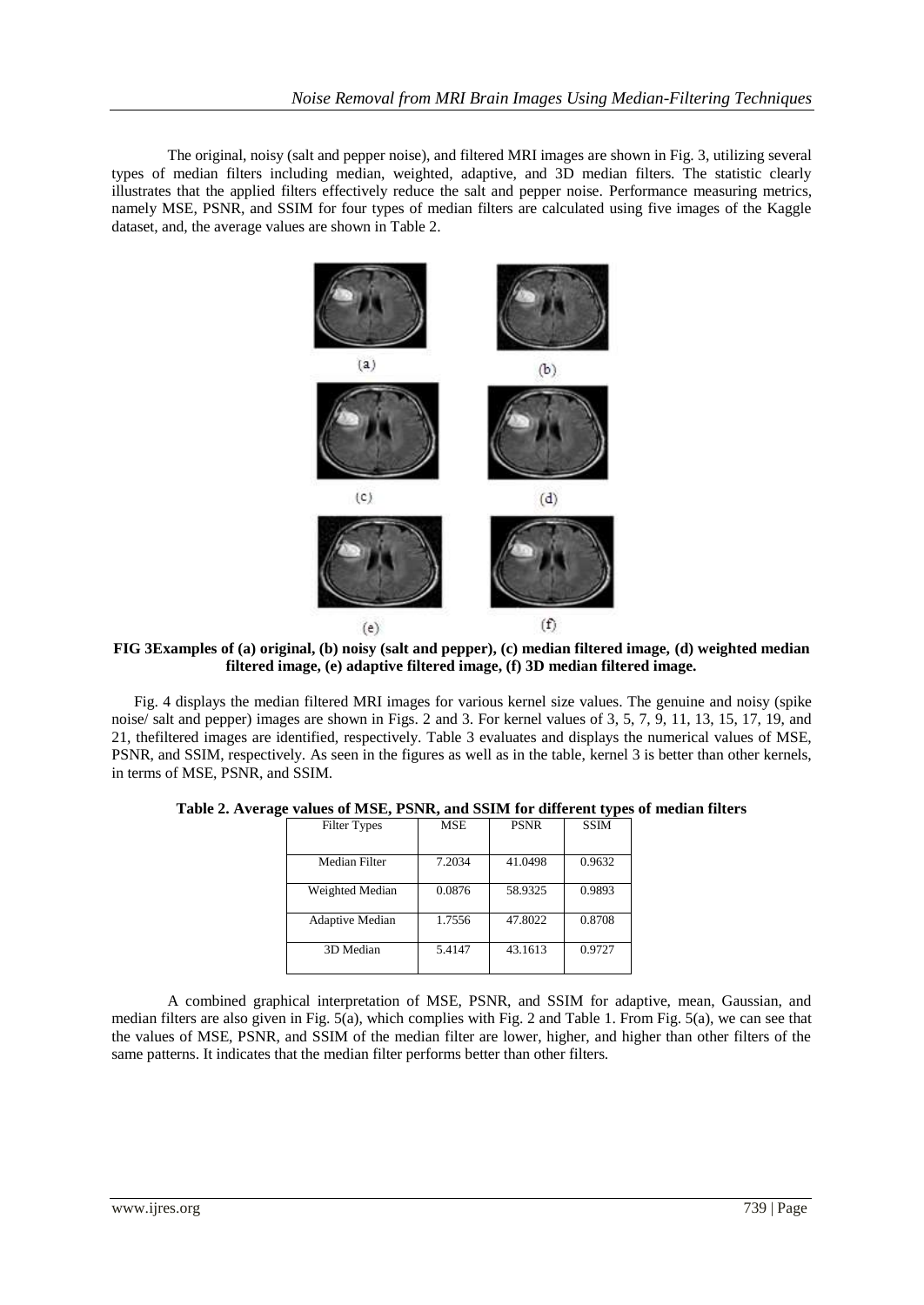The original, noisy (salt and pepper noise), and filtered MRI images are shown in Fig. 3, utilizing several types of median filters including median, weighted, adaptive, and 3D median filters. The statistic clearly illustrates that the applied filters effectively reduce the salt and pepper noise. Performance measuring metrics, namely MSE, PSNR, and SSIM for four types of median filters are calculated using five images of the Kaggle dataset, and, the average values are shown in Table 2.

(a)

(b)

(c)

(d)

(e)

(f)

**FIG 3Examples of (a) original, (b) noisy (salt and pepper), (c) median filtered image, (d) weighted median filtered image, (e) adaptive filtered image, (f) 3D median filtered image.**

Fig. 4 displays the median filtered MRI images for various kernel size values. The genuine and noisy (spike noise/ salt and pepper) images are shown in Figs. 2 and 3. For kernel values of 3, 5, 7, 9, 11, 13, 15, 17, 19, and 21, thefiltered images are identified, respectively. Table 3 evaluates and displays the numerical values of MSE, PSNR, and SSIM, respectively. As seen in the figures as well as in the table, kernel 3 is better than other kernels, in terms of MSE, PSNR, and SSIM.

**Table 2. Average values of MSE, PSNR, and SSIM for different types of median filters**

| Filter Types | MSE | PSNR | SSIM |
|---|---|---|---|
| Median Filter | 7.2034 | 41.0498 | 0.9632 |
| Weighted Median | 0.0876 | 58.9325 | 0.9893 |
| Adaptive Median | 1.7556 | 47.8022 | 0.8708 |
| 3D Median | 5.4147 | 43.1613 | 0.9727 |

A combined graphical interpretation of MSE, PSNR, and SSIM for adaptive, mean, Gaussian, and median filters are also given in Fig. 5(a), which complies with Fig. 2 and Table 1. From Fig. 5(a), we can see that the values of MSE, PSNR, and SSIM of the median filter are lower, higher, and higher than other filters of the same patterns. It indicates that the median filter performs better than other filters.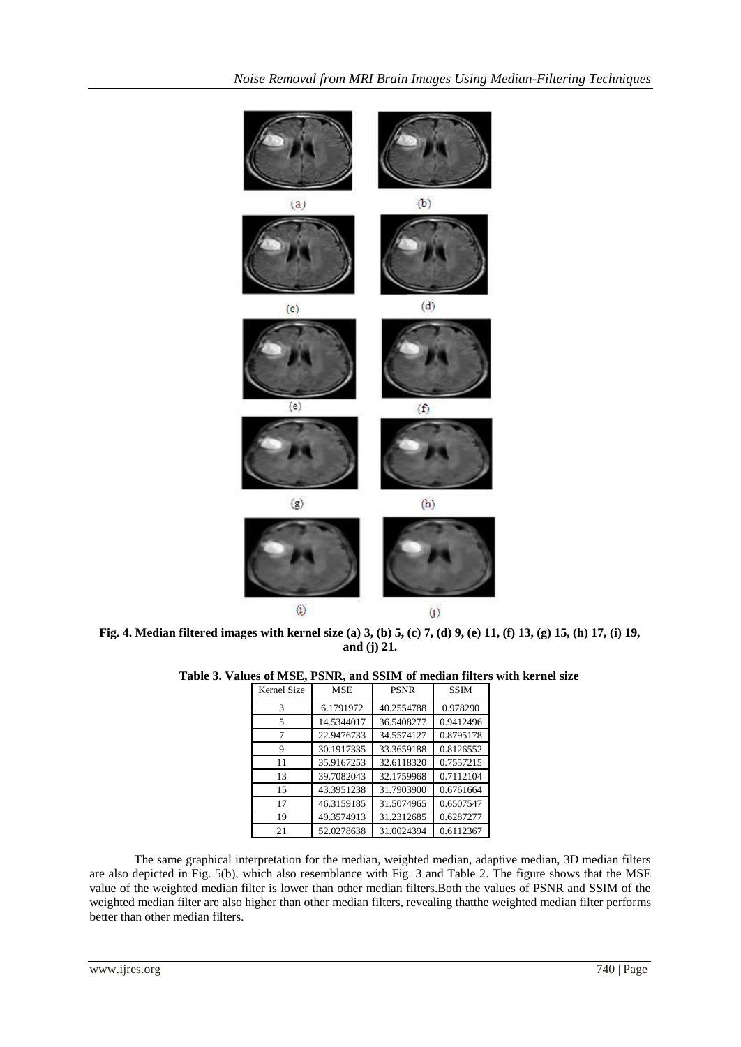**Fig. 4. Median filtered images with kernel size (a) 3, (b) 5, (c) 7, (d) 9, (e) 11, (f) 13, (g) 15, (h) 17, (i) 19, and (j) 21.**

**Table 3. Values of MSE, PSNR, and SSIM of median filters with kernel size**

| Kernel Size | MSE | PSNR | SSIM |
|---|---|---|---|
| 3 | 6.1791972 | 40.2554788 | 0.978290 |
| 5 | 14.5344017 | 36.5408277 | 0.9412496 |
| 7 | 22.9476733 | 34.5574127 | 0.8795178 |
| 9 | 30.1917335 | 33.3659188 | 0.8126552 |
| 11 | 35.9167253 | 32.6118320 | 0.7557215 |
| 13 | 39.7082043 | 32.1759968 | 0.7112104 |
| 15 | 43.3951238 | 31.7903900 | 0.6761664 |
| 17 | 46.3159185 | 31.5074965 | 0.6507547 |
| 19 | 49.3574913 | 31.2312685 | 0.6287277 |
| 21 | 52.0278638 | 31.0024394 | 0.6112367 |

The same graphical interpretation for the median, weighted median, adaptive median, 3D median filters are also depicted in Fig. 5(b), which also resemblance with Fig. 3 and Table 2. The figure shows that the MSE value of the weighted median filter is lower than other median filters.Both the values of PSNR and SSIM of the weighted median filter are also higher than other median filters, revealing thatthe weighted median filter performs better than other median filters.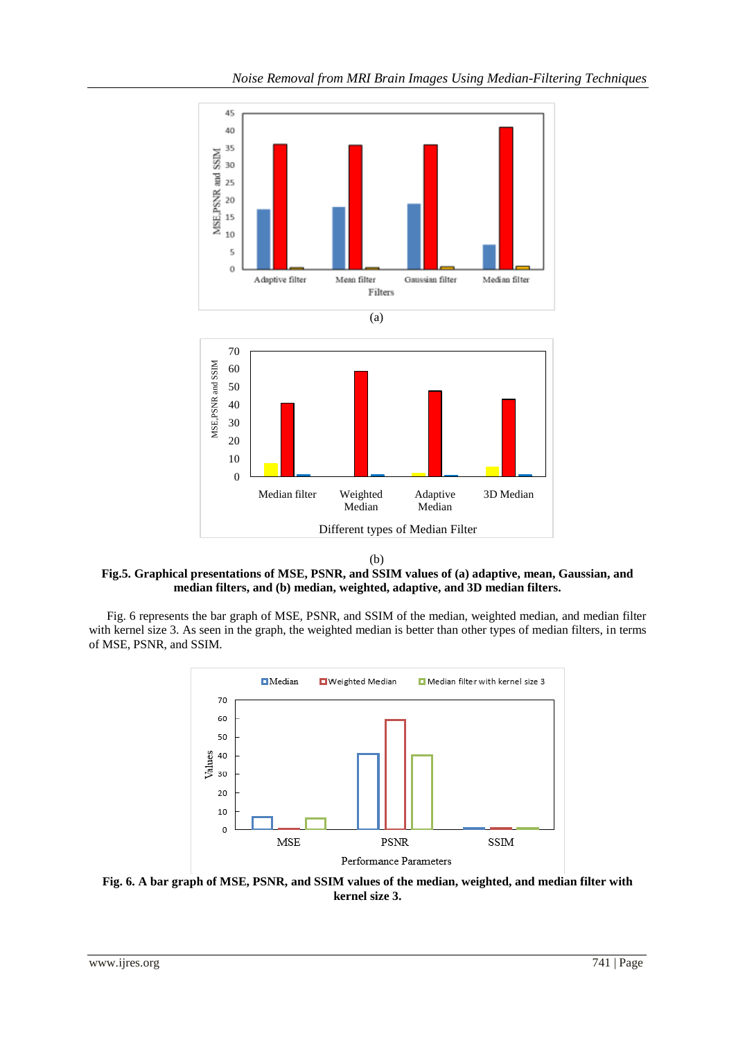45
40
35
30
25
20
15
10
5
0

MSE,PSNR and SSIM

Adaptive filter
Mean filter
Gaussian filter
Median filter

Filters

(a)

70
60
50
40
30
20
10
0

MSE,PSNR and SSIM

Median filter
Weighted Median
Adaptive Median
3D Median

Different types of Median Filter

(b)

**Fig.5. Graphical presentations of MSE, PSNR, and SSIM values of (a) adaptive, mean, Gaussian, and median filters, and (b) median, weighted, adaptive, and 3D median filters.**

Fig. 6 represents the bar graph of MSE, PSNR, and SSIM of the median, weighted median, and median filter with kernel size 3. As seen in the graph, the weighted median is better than other types of median filters, in terms of MSE, PSNR, and SSIM.

Median
Weighted Median
Median filter with kernel size 3

70
60
50
40
30
20
10
0

Values

MSE
PSNR
SSIM

Performance Parameters

**Fig. 6. A bar graph of MSE, PSNR, and SSIM values of the median, weighted, and median filter with kernel size 3.**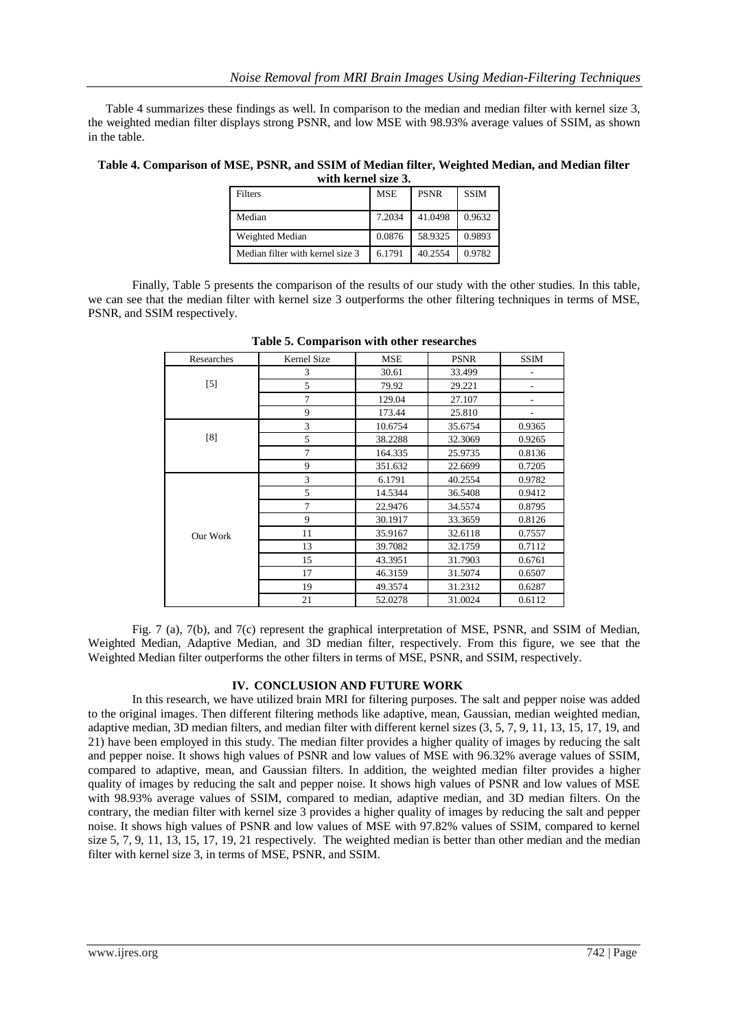Table 4 summarizes these findings as well. In comparison to the median and median filter with kernel size 3, the weighted median filter displays strong PSNR, and low MSE with 98.93% average values of SSIM, as shown in the table.

**Table 4. Comparison of MSE, PSNR, and SSIM of Median filter, Weighted Median, and Median filter with kernel size 3.**

| Filters | MSE | PSNR | SSIM |
|---|---|---|---|
| Median | 7.2034 | 41.0498 | 0.9632 |
| Weighted Median | 0.0876 | 58.9325 | 0.9893 |
| Median filter with kernel size 3 | 6.1791 | 40.2554 | 0.9782 |

Finally, Table 5 presents the comparison of the results of our study with the other studies. In this table, we can see that the median filter with kernel size 3 outperforms the other filtering techniques in terms of MSE, PSNR, and SSIM respectively.

**Table 5. Comparison with other researches**

| Researches | Kernel Size | MSE | PSNR | SSIM |
|---|---|---|---|---|
| [5] | 3 | 30.61 | 33.499 | - |
| | 5 | 79.92 | 29.221 | - |
| | 7 | 129.04 | 27.107 | - |
| | 9 | 173.44 | 25.810 | - |
| [8] | 3 | 10.6754 | 35.6754 | 0.9365 |
| | 5 | 38.2288 | 32.3069 | 0.9265 |
| | 7 | 164.335 | 25.9735 | 0.8136 |
| | 9 | 351.632 | 22.6699 | 0.7205 |
| Our Work | 3 | 6.1791 | 40.2554 | 0.9782 |
| | 5 | 14.5344 | 36.5408 | 0.9412 |
| | 7 | 22.9476 | 34.5574 | 0.8795 |
| | 9 | 30.1917 | 33.3659 | 0.8126 |
| | 11 | 35.9167 | 32.6118 | 0.7557 |
| | 13 | 39.7082 | 32.1759 | 0.7112 |
| | 15 | 43.3951 | 31.7903 | 0.6761 |
| | 17 | 46.3159 | 31.5074 | 0.6507 |
| | 19 | 49.3574 | 31.2312 | 0.6287 |
| | 21 | 52.0278 | 31.0024 | 0.6112 |

Fig. 7 (a), 7(b), and 7(c) represent the graphical interpretation of MSE, PSNR, and SSIM of Median, Weighted Median, Adaptive Median, and 3D median filter, respectively. From this figure, we see that the Weighted Median filter outperforms the other filters in terms of MSE, PSNR, and SSIM, respectively.

## IV. CONCLUSION AND FUTURE WORK

In this research, we have utilized brain MRI for filtering purposes. The salt and pepper noise was added to the original images. Then different filtering methods like adaptive, mean, Gaussian, median weighted median, adaptive median, 3D median filters, and median filter with different kernel sizes (3, 5, 7, 9, 11, 13, 15, 17, 19, and 21) have been employed in this study. The median filter provides a higher quality of images by reducing the salt and pepper noise. It shows high values of PSNR and low values of MSE with 96.32% average values of SSIM, compared to adaptive, mean, and Gaussian filters. In addition, the weighted median filter provides a higher quality of images by reducing the salt and pepper noise. It shows high values of PSNR and low values of MSE with 98.93% average values of SSIM, compared to median, adaptive median, and 3D median filters. On the contrary, the median filter with kernel size 3 provides a higher quality of images by reducing the salt and pepper noise. It shows high values of PSNR and low values of MSE with 97.82% values of SSIM, compared to kernel size 5, 7, 9, 11, 13, 15, 17, 19, 21 respectively. The weighted median is better than other median and the median filter with kernel size 3, in terms of MSE, PSNR, and SSIM.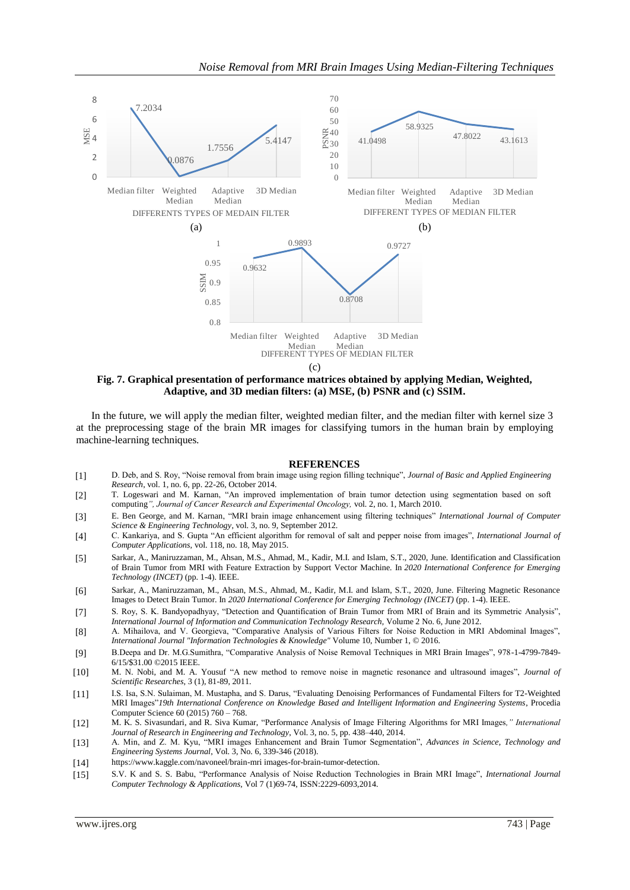8
6
4
2
0
MSE
7.2034
0.0876
1.7556
5.4147
Median filter Weighted Median Adaptive Median 3D Median
DIFFERENTS TYPES OF MEDAIN FILTER
(a)

70
60
50
40
30
20
10
0
PSNR
41.0498
58.9325
47.8022
43.1613
Median filter Weighted Median Adaptive Median 3D Median
DIFFERENT TYPES OF MEDIAN FILTER
(b)

1
0.95
0.9
0.85
0.8
SSIM
0.9632
0.9893
0.8708
0.9727
Median filter Weighted Median Adaptive Median 3D Median
DIFFERENT TYPES OF MEDIAN FILTER
(c)

**Fig. 7. Graphical presentation of performance matrices obtained by applying Median, Weighted, Adaptive, and 3D median filters: (a) MSE, (b) PSNR and (c) SSIM.**

In the future, we will apply the median filter, weighted median filter, and the median filter with kernel size 3 at the preprocessing stage of the brain MR images for classifying tumors in the human brain by employing machine-learning techniques.

## REFERENCES

[1] D. Deb, and S. Roy, "Noise removal from brain image using region filling technique", *Journal of Basic and Applied Engineering Research*, vol. 1, no. 6, pp. 22-26, October 2014.

[2] T. Logeswari and M. Karnan, "An improved implementation of brain tumor detection using segmentation based on soft computing*", Journal of Cancer Research and Experimental Oncology,* vol. 2, no. 1, March 2010.

[3] E. Ben George, and M. Karnan, "MRI brain image enhancement using filtering techniques" *International Journal of Computer Science & Engineering Technology*, vol. 3, no. 9, September 2012.

[4] C. Kankariya, and S. Gupta "An efficient algorithm for removal of salt and pepper noise from images", *International Journal of Computer Applications,* vol. 118, no. 18, May 2015.

[5] Sarkar, A., Maniruzzaman, M., Ahsan, M.S., Ahmad, M., Kadir, M.I. and Islam, S.T., 2020, June. Identification and Classification of Brain Tumor from MRI with Feature Extraction by Support Vector Machine. In *2020 International Conference for Emerging Technology (INCET)* (pp. 1-4). IEEE.

[6] Sarkar, A., Maniruzzaman, M., Ahsan, M.S., Ahmad, M., Kadir, M.I. and Islam, S.T., 2020, June. Filtering Magnetic Resonance Images to Detect Brain Tumor. In *2020 International Conference for Emerging Technology (INCET)* (pp. 1-4). IEEE.

[7] S. Roy, S. K. Bandyopadhyay, "Detection and Quantification of Brain Tumor from MRI of Brain and its Symmetric Analysis", *International Journal of Information and Communication Technology Research,* Volume 2 No. 6, June 2012.

[8] A. Mihailova, and V. Georgieva, "Comparative Analysis of Various Filters for Noise Reduction in MRI Abdominal Images", *International Journal "Information Technologies & Knowledge"* Volume 10, Number 1, © 2016.

[9] B.Deepa and Dr. M.G.Sumithra, "Comparative Analysis of Noise Removal Techniques in MRI Brain Images", 978-1-4799-7849-6/15/$31.00 ©2015 IEEE.

[10] M. N. Nobi, and M. A. Yousuf "A new method to remove noise in magnetic resonance and ultrasound images", *Journal of Scientific Researches,* 3 (1), 81-89, 2011.

[11] I.S. Isa, S.N. Sulaiman, M. Mustapha, and S. Darus, "Evaluating Denoising Performances of Fundamental Filters for T2-Weighted MRI Images"*19th International Conference on Knowledge Based and Intelligent Information and Engineering Systems*, Procedia Computer Science 60 (2015) 760 – 768.

[12] M. K. S. Sivasundari, and R. Siva Kumar, "Performance Analysis of Image Filtering Algorithms for MRI Images*," International Journal of Research in Engineering and Technology*, Vol. 3, no. 5, pp. 438–440, 2014.

[13] A. Min, and Z. M. Kyu, "MRI images Enhancement and Brain Tumor Segmentation", *Advances in Science, Technology and Engineering Systems Journal*, Vol. 3, No. 6, 339-346 (2018).

[14] https://www.kaggle.com/navoneel/brain-mri images-for-brain-tumor-detection.

[15] S.V. K and S. S. Babu, "Performance Analysis of Noise Reduction Technologies in Brain MRI Image", *International Journal Computer Technology & Applications*, Vol 7 (1)69-74, ISSN:2229-6093,2014.